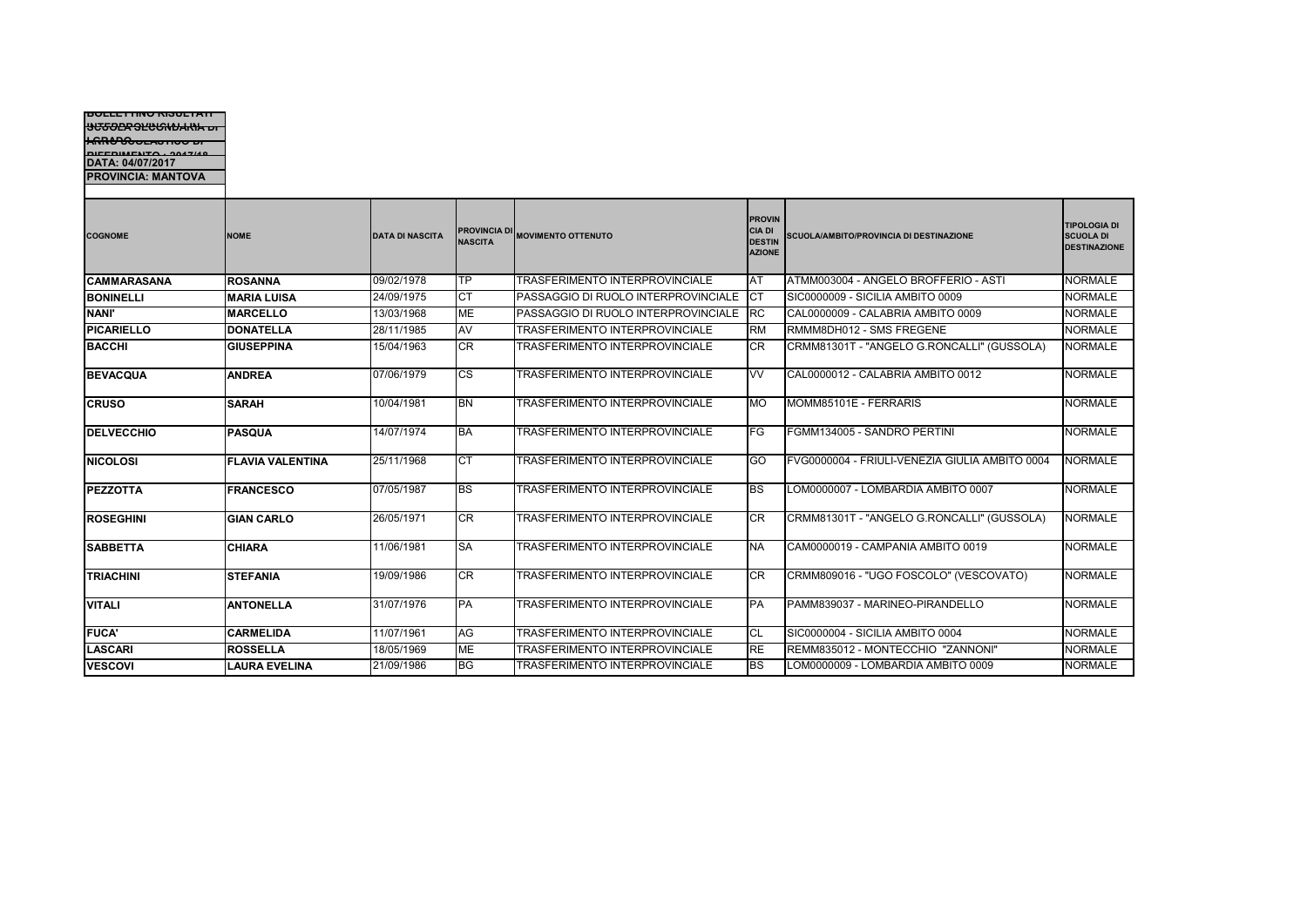BOLLETTINO RISULTATI
SCUOLA SECONDARIA DI I GRADO
ANNO SCOLASTICO DI RIFERIMENTO : 2017/18
DATA: 04/07/2017
PROVINCIA: MANTOVA

| COGNOME | NOME | DATA DI NASCITA | PROVINCIA DI NASCITA | MOVIMENTO OTTENUTO | PROVINCIA DI DESTINAZIONE | SCUOLA/AMBITO/PROVINCIA DI DESTINAZIONE | TIPOLOGIA DI SCUOLA DI DESTINAZIONE |
|---|---|---|---|---|---|---|---|
| CAMMARASANA | ROSANNA | 09/02/1978 | TP | TRASFERIMENTO INTERPROVINCIALE | AT | ATMM003004 - ANGELO BROFFERIO - ASTI | NORMALE |
| BONINELLI | MARIA LUISA | 24/09/1975 | CT | PASSAGGIO DI RUOLO INTERPROVINCIALE | CT | SIC0000009 - SICILIA AMBITO 0009 | NORMALE |
| NANI' | MARCELLO | 13/03/1968 | ME | PASSAGGIO DI RUOLO INTERPROVINCIALE | RC | CAL0000009 - CALABRIA AMBITO 0009 | NORMALE |
| PICARIELLO | DONATELLA | 28/11/1985 | AV | TRASFERIMENTO INTERPROVINCIALE | RM | RMMM8DH012 - SMS FREGENE | NORMALE |
| BACCHI | GIUSEPPINA | 15/04/1963 | CR | TRASFERIMENTO INTERPROVINCIALE | CR | CRMM81301T - "ANGELO G.RONCALLI" (GUSSOLA) | NORMALE |
| BEVACQUA | ANDREA | 07/06/1979 | CS | TRASFERIMENTO INTERPROVINCIALE | VV | CAL0000012 - CALABRIA AMBITO 0012 | NORMALE |
| CRUSO | SARAH | 10/04/1981 | BN | TRASFERIMENTO INTERPROVINCIALE | MO | MOMM85101E - FERRARIS | NORMALE |
| DELVECCHIO | PASQUA | 14/07/1974 | BA | TRASFERIMENTO INTERPROVINCIALE | FG | FGMM134005 - SANDRO PERTINI | NORMALE |
| NICOLOSI | FLAVIA VALENTINA | 25/11/1968 | CT | TRASFERIMENTO INTERPROVINCIALE | GO | FVG0000004 - FRIULI-VENEZIA GIULIA AMBITO 0004 | NORMALE |
| PEZZOTTA | FRANCESCO | 07/05/1987 | BS | TRASFERIMENTO INTERPROVINCIALE | BS | LOM0000007 - LOMBARDIA AMBITO 0007 | NORMALE |
| ROSEGHINI | GIAN CARLO | 26/05/1971 | CR | TRASFERIMENTO INTERPROVINCIALE | CR | CRMM81301T - "ANGELO G.RONCALLI" (GUSSOLA) | NORMALE |
| SABBETTA | CHIARA | 11/06/1981 | SA | TRASFERIMENTO INTERPROVINCIALE | NA | CAM0000019 - CAMPANIA AMBITO 0019 | NORMALE |
| TRIACHINI | STEFANIA | 19/09/1986 | CR | TRASFERIMENTO INTERPROVINCIALE | CR | CRMM809016 - "UGO FOSCOLO" (VESCOVATO) | NORMALE |
| VITALI | ANTONELLA | 31/07/1976 | PA | TRASFERIMENTO INTERPROVINCIALE | PA | PAMM839037 - MARINEO-PIRANDELLO | NORMALE |
| FUCA' | CARMELIDA | 11/07/1961 | AG | TRASFERIMENTO INTERPROVINCIALE | CL | SIC0000004 - SICILIA AMBITO 0004 | NORMALE |
| LASCARI | ROSSELLA | 18/05/1969 | ME | TRASFERIMENTO INTERPROVINCIALE | RE | REMM835012 - MONTECCHIO "ZANNONI" | NORMALE |
| VESCOVI | LAURA EVELINA | 21/09/1986 | BG | TRASFERIMENTO INTERPROVINCIALE | BS | LOM0000009 - LOMBARDIA AMBITO 0009 | NORMALE |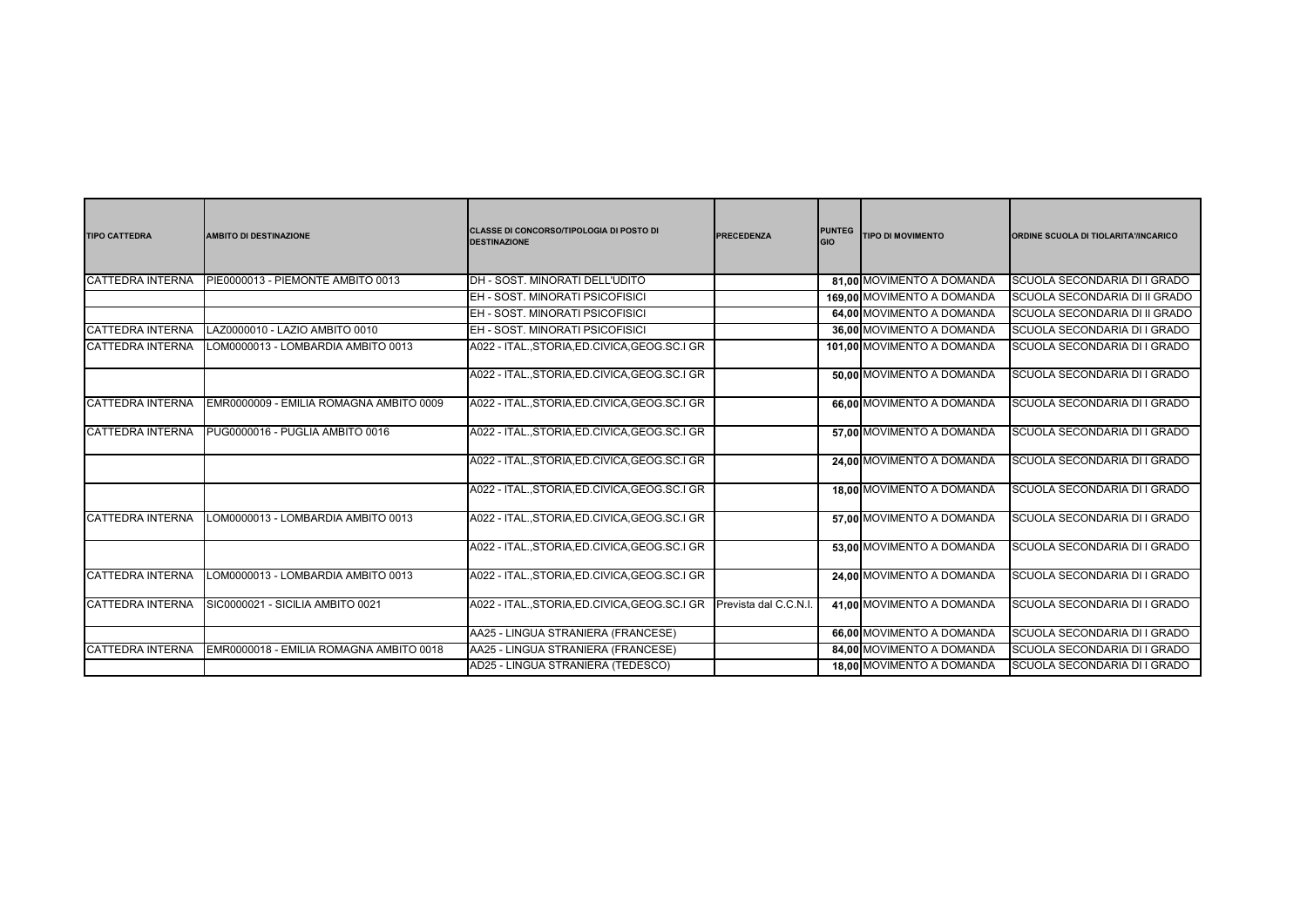| TIPO CATTEDRA | AMBITO DI DESTINAZIONE | CLASSE DI CONCORSO/TIPOLOGIA DI POSTO DI DESTINAZIONE | PRECEDENZA | PUNTEGGIO | TIPO DI MOVIMENTO | ORDINE SCUOLA DI TIOLARITA'/INCARICO |
|---|---|---|---|---|---|---|
| CATTEDRA INTERNA | PIE0000013 - PIEMONTE AMBITO 0013 | DH - SOST. MINORATI DELL'UDITO | | 81,00 | MOVIMENTO A DOMANDA | SCUOLA SECONDARIA DI I GRADO |
| | | EH - SOST. MINORATI PSICOFISICI | | 169,00 | MOVIMENTO A DOMANDA | SCUOLA SECONDARIA DI II GRADO |
| | | EH - SOST. MINORATI PSICOFISICI | | 64,00 | MOVIMENTO A DOMANDA | SCUOLA SECONDARIA DI II GRADO |
| CATTEDRA INTERNA | LAZ0000010 - LAZIO AMBITO 0010 | EH - SOST. MINORATI PSICOFISICI | | 36,00 | MOVIMENTO A DOMANDA | SCUOLA SECONDARIA DI I GRADO |
| CATTEDRA INTERNA | LOM0000013 - LOMBARDIA AMBITO 0013 | A022 - ITAL.,STORIA,ED.CIVICA,GEOG.SC.I GR | | 101,00 | MOVIMENTO A DOMANDA | SCUOLA SECONDARIA DI I GRADO |
| | | A022 - ITAL.,STORIA,ED.CIVICA,GEOG.SC.I GR | | 50,00 | MOVIMENTO A DOMANDA | SCUOLA SECONDARIA DI I GRADO |
| CATTEDRA INTERNA | EMR0000009 - EMILIA ROMAGNA AMBITO 0009 | A022 - ITAL.,STORIA,ED.CIVICA,GEOG.SC.I GR | | 66,00 | MOVIMENTO A DOMANDA | SCUOLA SECONDARIA DI I GRADO |
| CATTEDRA INTERNA | PUG0000016 - PUGLIA AMBITO 0016 | A022 - ITAL.,STORIA,ED.CIVICA,GEOG.SC.I GR | | 57,00 | MOVIMENTO A DOMANDA | SCUOLA SECONDARIA DI I GRADO |
| | | A022 - ITAL.,STORIA,ED.CIVICA,GEOG.SC.I GR | | 24,00 | MOVIMENTO A DOMANDA | SCUOLA SECONDARIA DI I GRADO |
| | | A022 - ITAL.,STORIA,ED.CIVICA,GEOG.SC.I GR | | 18,00 | MOVIMENTO A DOMANDA | SCUOLA SECONDARIA DI I GRADO |
| CATTEDRA INTERNA | LOM0000013 - LOMBARDIA AMBITO 0013 | A022 - ITAL.,STORIA,ED.CIVICA,GEOG.SC.I GR | | 57,00 | MOVIMENTO A DOMANDA | SCUOLA SECONDARIA DI I GRADO |
| | | A022 - ITAL.,STORIA,ED.CIVICA,GEOG.SC.I GR | | 53,00 | MOVIMENTO A DOMANDA | SCUOLA SECONDARIA DI I GRADO |
| CATTEDRA INTERNA | LOM0000013 - LOMBARDIA AMBITO 0013 | A022 - ITAL.,STORIA,ED.CIVICA,GEOG.SC.I GR | | 24,00 | MOVIMENTO A DOMANDA | SCUOLA SECONDARIA DI I GRADO |
| CATTEDRA INTERNA | SIC0000021 - SICILIA AMBITO 0021 | A022 - ITAL.,STORIA,ED.CIVICA,GEOG.SC.I GR | Prevista dal C.C.N.I. | 41,00 | MOVIMENTO A DOMANDA | SCUOLA SECONDARIA DI I GRADO |
| | | AA25 - LINGUA STRANIERA (FRANCESE) | | 66,00 | MOVIMENTO A DOMANDA | SCUOLA SECONDARIA DI I GRADO |
| CATTEDRA INTERNA | EMR0000018 - EMILIA ROMAGNA AMBITO 0018 | AA25 - LINGUA STRANIERA (FRANCESE) | | 84,00 | MOVIMENTO A DOMANDA | SCUOLA SECONDARIA DI I GRADO |
| | | AD25 - LINGUA STRANIERA (TEDESCO) | | 18,00 | MOVIMENTO A DOMANDA | SCUOLA SECONDARIA DI I GRADO |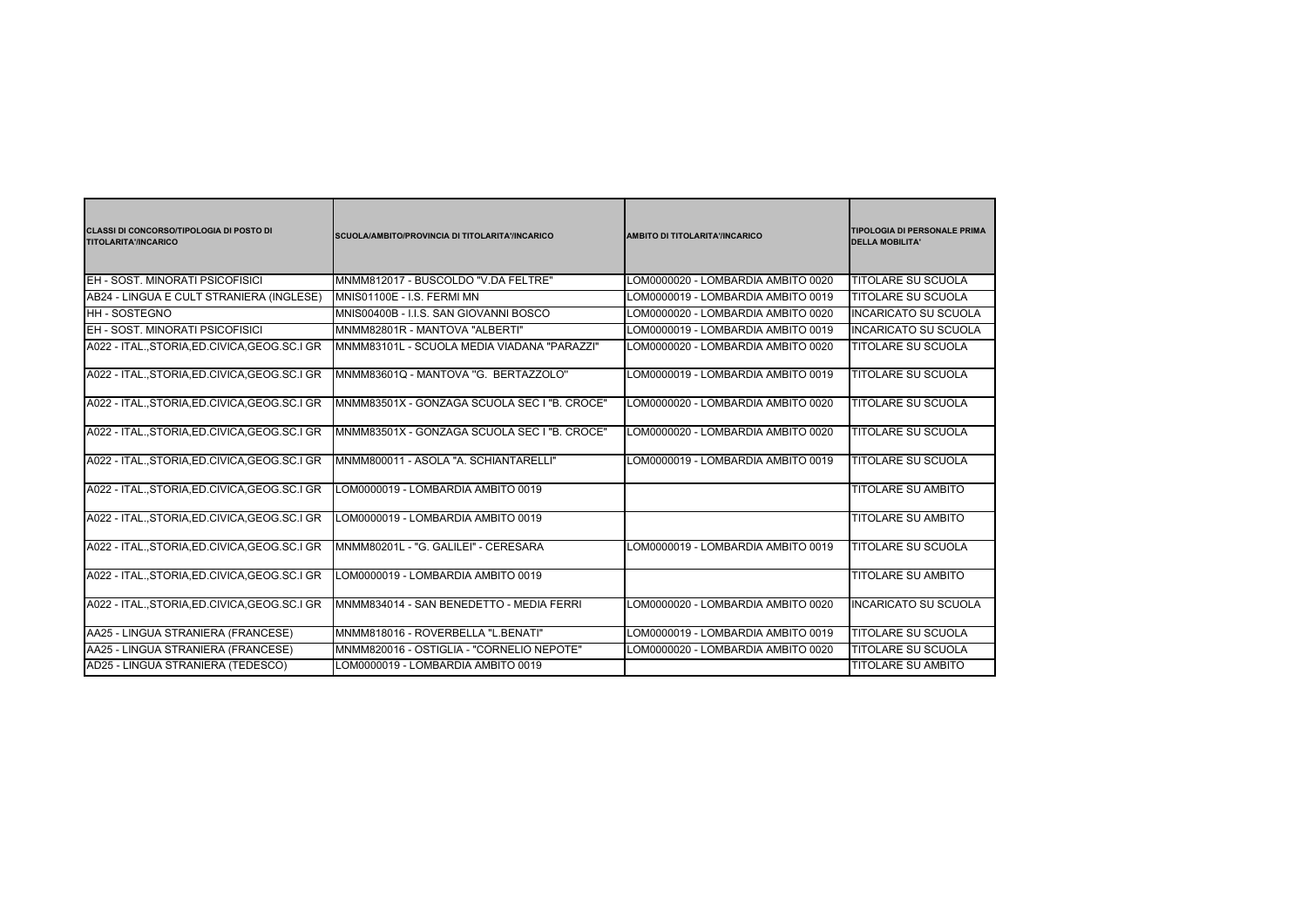| CLASSI DI CONCORSO/TIPOLOGIA DI POSTO DI TITOLARITA'/INCARICO | SCUOLA/AMBITO/PROVINCIA DI TITOLARITA'/INCARICO | AMBITO DI TITOLARITA'/INCARICO | TIPOLOGIA DI PERSONALE PRIMA DELLA MOBILITA' |
|---|---|---|---|
| EH - SOST. MINORATI PSICOFISICI | MNMM812017 - BUSCOLDO "V.DA FELTRE" | LOM0000020 - LOMBARDIA AMBITO 0020 | TITOLARE SU SCUOLA |
| AB24 - LINGUA E CULT STRANIERA (INGLESE) | MNIS01100E - I.S. FERMI MN | LOM0000019 - LOMBARDIA AMBITO 0019 | TITOLARE SU SCUOLA |
| HH - SOSTEGNO | MNIS00400B - I.I.S. SAN GIOVANNI BOSCO | LOM0000020 - LOMBARDIA AMBITO 0020 | INCARICATO SU SCUOLA |
| EH - SOST. MINORATI PSICOFISICI | MNMM82801R - MANTOVA "ALBERTI" | LOM0000019 - LOMBARDIA AMBITO 0019 | INCARICATO SU SCUOLA |
| A022 - ITAL.,STORIA,ED.CIVICA,GEOG.SC.I GR | MNMM83101L - SCUOLA MEDIA VIADANA "PARAZZI" | LOM0000020 - LOMBARDIA AMBITO 0020 | TITOLARE SU SCUOLA |
| A022 - ITAL.,STORIA,ED.CIVICA,GEOG.SC.I GR | MNMM83601Q - MANTOVA "G. BERTAZZOLO" | LOM0000019 - LOMBARDIA AMBITO 0019 | TITOLARE SU SCUOLA |
| A022 - ITAL.,STORIA,ED.CIVICA,GEOG.SC.I GR | MNMM83501X - GONZAGA SCUOLA SEC I "B. CROCE" | LOM0000020 - LOMBARDIA AMBITO 0020 | TITOLARE SU SCUOLA |
| A022 - ITAL.,STORIA,ED.CIVICA,GEOG.SC.I GR | MNMM83501X - GONZAGA SCUOLA SEC I "B. CROCE" | LOM0000020 - LOMBARDIA AMBITO 0020 | TITOLARE SU SCUOLA |
| A022 - ITAL.,STORIA,ED.CIVICA,GEOG.SC.I GR | MNMM800011 - ASOLA "A. SCHIANTARELLI" | LOM0000019 - LOMBARDIA AMBITO 0019 | TITOLARE SU SCUOLA |
| A022 - ITAL.,STORIA,ED.CIVICA,GEOG.SC.I GR | LOM0000019 - LOMBARDIA AMBITO 0019 | | TITOLARE SU AMBITO |
| A022 - ITAL.,STORIA,ED.CIVICA,GEOG.SC.I GR | LOM0000019 - LOMBARDIA AMBITO 0019 | | TITOLARE SU AMBITO |
| A022 - ITAL.,STORIA,ED.CIVICA,GEOG.SC.I GR | MNMM80201L - "G. GALILEI" - CERESARA | LOM0000019 - LOMBARDIA AMBITO 0019 | TITOLARE SU SCUOLA |
| A022 - ITAL.,STORIA,ED.CIVICA,GEOG.SC.I GR | LOM0000019 - LOMBARDIA AMBITO 0019 | | TITOLARE SU AMBITO |
| A022 - ITAL.,STORIA,ED.CIVICA,GEOG.SC.I GR | MNMM834014 - SAN BENEDETTO - MEDIA FERRI | LOM0000020 - LOMBARDIA AMBITO 0020 | INCARICATO SU SCUOLA |
| AA25 - LINGUA STRANIERA (FRANCESE) | MNMM818016 - ROVERBELLA "L.BENATI" | LOM0000019 - LOMBARDIA AMBITO 0019 | TITOLARE SU SCUOLA |
| AA25 - LINGUA STRANIERA (FRANCESE) | MNMM820016 - OSTIGLIA - "CORNELIO NEPOTE" | LOM0000020 - LOMBARDIA AMBITO 0020 | TITOLARE SU SCUOLA |
| AD25 - LINGUA STRANIERA (TEDESCO) | LOM0000019 - LOMBARDIA AMBITO 0019 | | TITOLARE SU AMBITO |